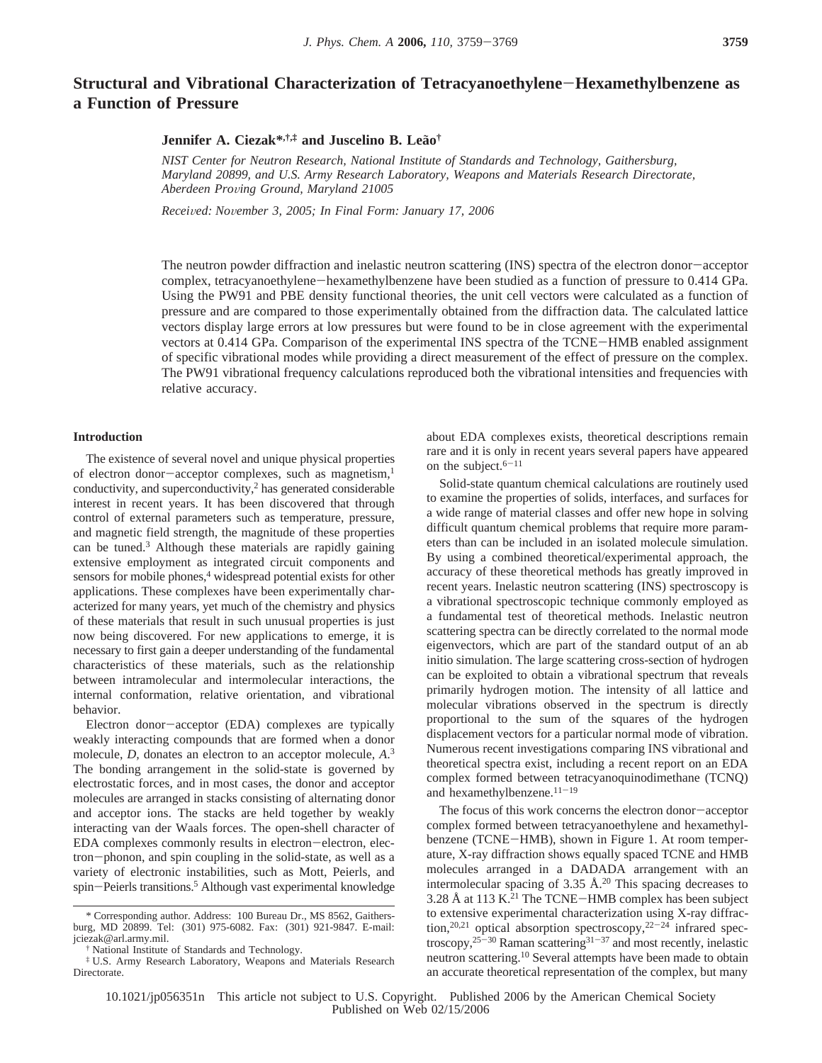# Structural and Vibrational Characterization of Tetracyanoethylene−Hexamethylbenzene as a Function of Pressure

**Jennifer A. Ciezak\*,†,‡ and Juscelino B. Leão†**

*NIST Center for Neutron Research, National Institute of Standards and Technology, Gaithersburg, Maryland 20899, and U.S. Army Research Laboratory, Weapons and Materials Research Directorate, Aberdeen Proving Ground, Maryland 21005*

*Received: November 3, 2005; In Final Form: January 17, 2006*

The neutron powder diffraction and inelastic neutron scattering (INS) spectra of the electron donor−acceptor complex, tetracyanoethylene−hexamethylbenzene have been studied as a function of pressure to 0.414 GPa. Using the PW91 and PBE density functional theories, the unit cell vectors were calculated as a function of pressure and are compared to those experimentally obtained from the diffraction data. The calculated lattice vectors display large errors at low pressures but were found to be in close agreement with the experimental vectors at 0.414 GPa. Comparison of the experimental INS spectra of the TCNE−HMB enabled assignment of specific vibrational modes while providing a direct measurement of the effect of pressure on the complex. The PW91 vibrational frequency calculations reproduced both the vibrational intensities and frequencies with relative accuracy.

## Introduction

The existence of several novel and unique physical properties of electron donor−acceptor complexes, such as magnetism,[1] conductivity, and superconductivity,[2] has generated considerable interest in recent years. It has been discovered that through control of external parameters such as temperature, pressure, and magnetic field strength, the magnitude of these properties can be tuned.[3] Although these materials are rapidly gaining extensive employment as integrated circuit components and sensors for mobile phones,[4] widespread potential exists for other applications. These complexes have been experimentally characterized for many years, yet much of the chemistry and physics of these materials that result in such unusual properties is just now being discovered. For new applications to emerge, it is necessary to first gain a deeper understanding of the fundamental characteristics of these materials, such as the relationship between intramolecular and intermolecular interactions, the internal conformation, relative orientation, and vibrational behavior.

Electron donor−acceptor (EDA) complexes are typically weakly interacting compounds that are formed when a donor molecule, *D*, donates an electron to an acceptor molecule, *A*.[3] The bonding arrangement in the solid-state is governed by electrostatic forces, and in most cases, the donor and acceptor molecules are arranged in stacks consisting of alternating donor and acceptor ions. The stacks are held together by weakly interacting van der Waals forces. The open-shell character of EDA complexes commonly results in electron−electron, electron−phonon, and spin coupling in the solid-state, as well as a variety of electronic instabilities, such as Mott, Peierls, and spin−Peierls transitions.[5] Although vast experimental knowledge about EDA complexes exists, theoretical descriptions remain rare and it is only in recent years several papers have appeared on the subject.[6−11]

Solid-state quantum chemical calculations are routinely used to examine the properties of solids, interfaces, and surfaces for a wide range of material classes and offer new hope in solving difficult quantum chemical problems that require more parameters than can be included in an isolated molecule simulation. By using a combined theoretical/experimental approach, the accuracy of these theoretical methods has greatly improved in recent years. Inelastic neutron scattering (INS) spectroscopy is a vibrational spectroscopic technique commonly employed as a fundamental test of theoretical methods. Inelastic neutron scattering spectra can be directly correlated to the normal mode eigenvectors, which are part of the standard output of an ab initio simulation. The large scattering cross-section of hydrogen can be exploited to obtain a vibrational spectrum that reveals primarily hydrogen motion. The intensity of all lattice and molecular vibrations observed in the spectrum is directly proportional to the sum of the squares of the hydrogen displacement vectors for a particular normal mode of vibration. Numerous recent investigations comparing INS vibrational and theoretical spectra exist, including a recent report on an EDA complex formed between tetracyanoquinodimethane (TCNQ) and hexamethylbenzene.[11−19]

The focus of this work concerns the electron donor−acceptor complex formed between tetracyanoethylene and hexamethylbenzene (TCNE−HMB), shown in Figure 1. At room temperature, X-ray diffraction shows equally spaced TCNE and HMB molecules arranged in a DADADA arrangement with an intermolecular spacing of 3.35 Å.[20] This spacing decreases to 3.28 Å at 113 K.[21] The TCNE−HMB complex has been subject to extensive experimental characterization using X-ray diffraction,[20,21] optical absorption spectroscopy,[22−24] infrared spectroscopy,[25−30] Raman scattering[31−37] and most recently, inelastic neutron scattering.[10] Several attempts have been made to obtain an accurate theoretical representation of the complex, but many

\* Corresponding author. Address: 100 Bureau Dr., MS 8562, Gaithersburg, MD 20899. Tel: (301) 975-6082. Fax: (301) 921-9847. E-mail: jciezak@arl.army.mil.

† National Institute of Standards and Technology.

‡ U.S. Army Research Laboratory, Weapons and Materials Research Directorate.

10.1021/jp056351n This article not subject to U.S. Copyright. Published 2006 by the American Chemical Society
Published on Web 02/15/2006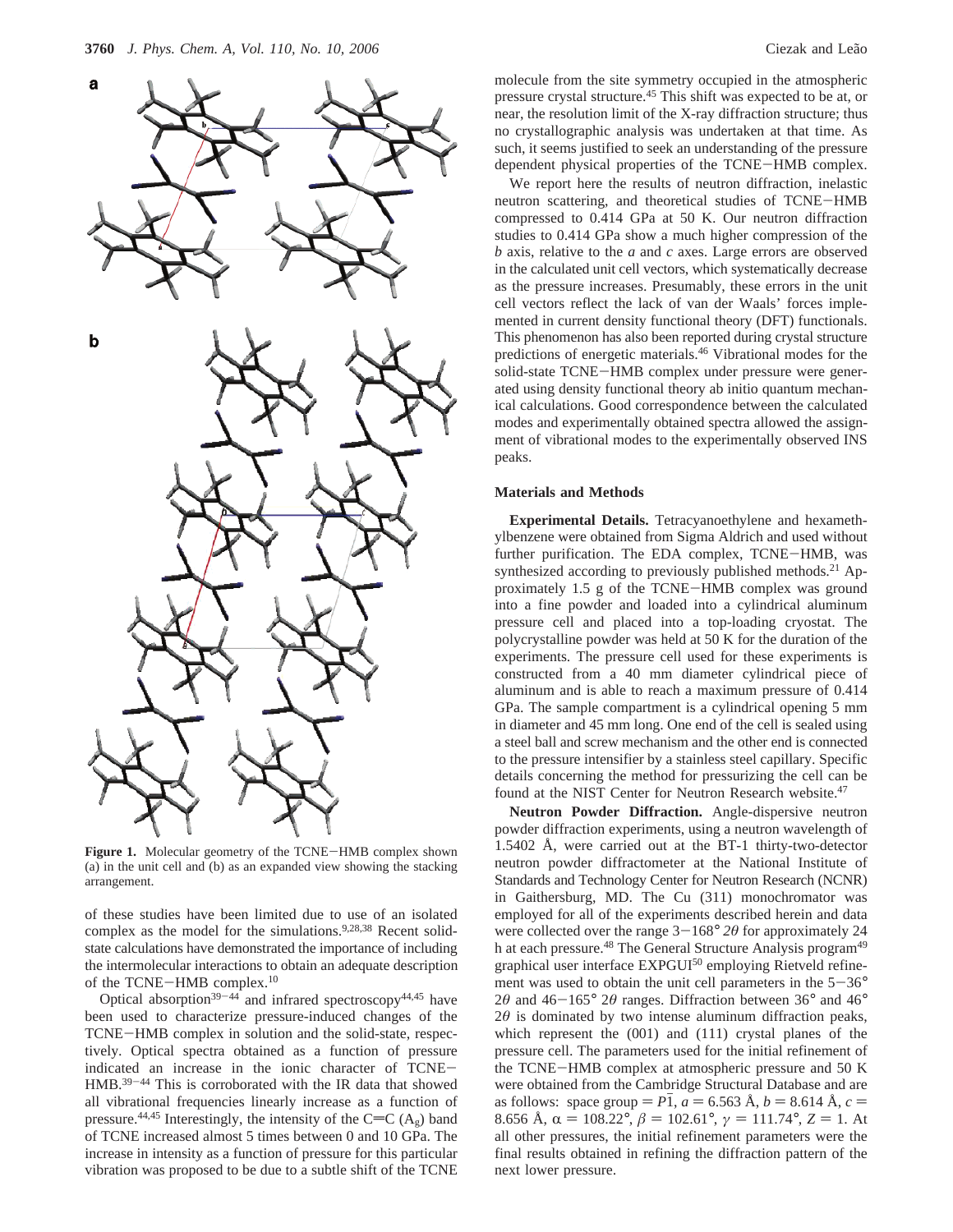**Figure 1.** Molecular geometry of the TCNE−HMB complex shown (a) in the unit cell and (b) as an expanded view showing the stacking arrangement.

of these studies have been limited due to use of an isolated complex as the model for the simulations.[9,28,38] Recent solid-state calculations have demonstrated the importance of including the intermolecular interactions to obtain an adequate description of the TCNE−HMB complex.[10]

Optical absorption[39−44] and infrared spectroscopy[44,45] have been used to characterize pressure-induced changes of the TCNE−HMB complex in solution and the solid-state, respectively. Optical spectra obtained as a function of pressure indicated an increase in the ionic character of TCNE−HMB.[39−44] This is corroborated with the IR data that showed all vibrational frequencies linearly increase as a function of pressure.[44,45] Interestingly, the intensity of the C=C ($A_g$) band of TCNE increased almost 5 times between 0 and 10 GPa. The increase in intensity as a function of pressure for this particular vibration was proposed to be due to a subtle shift of the TCNE molecule from the site symmetry occupied in the atmospheric pressure crystal structure.[45] This shift was expected to be at, or near, the resolution limit of the X-ray diffraction structure; thus no crystallographic analysis was undertaken at that time. As such, it seems justified to seek an understanding of the pressure dependent physical properties of the TCNE−HMB complex.

We report here the results of neutron diffraction, inelastic neutron scattering, and theoretical studies of TCNE−HMB compressed to 0.414 GPa at 50 K. Our neutron diffraction studies to 0.414 GPa show a much higher compression of the *b* axis, relative to the *a* and *c* axes. Large errors are observed in the calculated unit cell vectors, which systematically decrease as the pressure increases. Presumably, these errors in the unit cell vectors reflect the lack of van der Waals' forces implemented in current density functional theory (DFT) functionals. This phenomenon has also been reported during crystal structure predictions of energetic materials.[46] Vibrational modes for the solid-state TCNE−HMB complex under pressure were generated using density functional theory ab initio quantum mechanical calculations. Good correspondence between the calculated modes and experimentally obtained spectra allowed the assignment of vibrational modes to the experimentally observed INS peaks.

## Materials and Methods

**Experimental Details.** Tetracyanoethylene and hexamethylbenzene were obtained from Sigma Aldrich and used without further purification. The EDA complex, TCNE−HMB, was synthesized according to previously published methods.[21] Approximately 1.5 g of the TCNE−HMB complex was ground into a fine powder and loaded into a cylindrical aluminum pressure cell and placed into a top-loading cryostat. The polycrystalline powder was held at 50 K for the duration of the experiments. The pressure cell used for these experiments is constructed from a 40 mm diameter cylindrical piece of aluminum and is able to reach a maximum pressure of 0.414 GPa. The sample compartment is a cylindrical opening 5 mm in diameter and 45 mm long. One end of the cell is sealed using a steel ball and screw mechanism and the other end is connected to the pressure intensifier by a stainless steel capillary. Specific details concerning the method for pressurizing the cell can be found at the NIST Center for Neutron Research website.[47]

**Neutron Powder Diffraction.** Angle-dispersive neutron powder diffraction experiments, using a neutron wavelength of 1.5402 Å, were carried out at the BT-1 thirty-two-detector neutron powder diffractometer at the National Institute of Standards and Technology Center for Neutron Research (NCNR) in Gaithersburg, MD. The Cu (311) monochromator was employed for all of the experiments described herein and data were collected over the range 3−168° $2\theta$ for approximately 24 h at each pressure.[48] The General Structure Analysis program[49] graphical user interface EXPGUI[50] employing Rietveld refinement was used to obtain the unit cell parameters in the 5−36° $2\theta$ and 46−165° $2\theta$ ranges. Diffraction between 36° and 46° $2\theta$ is dominated by two intense aluminum diffraction peaks, which represent the (001) and (111) crystal planes of the pressure cell. The parameters used for the initial refinement of the TCNE−HMB complex at atmospheric pressure and 50 K were obtained from the Cambridge Structural Database and are as follows: space group = $P\bar{1}$, $a$ = 6.563 Å, $b$ = 8.614 Å, $c$ = 8.656 Å, $\alpha$ = 108.22°, $\beta$ = 102.61°, $\gamma$ = 111.74°, $Z$ = 1. At all other pressures, the initial refinement parameters were the final results obtained in refining the diffraction pattern of the next lower pressure.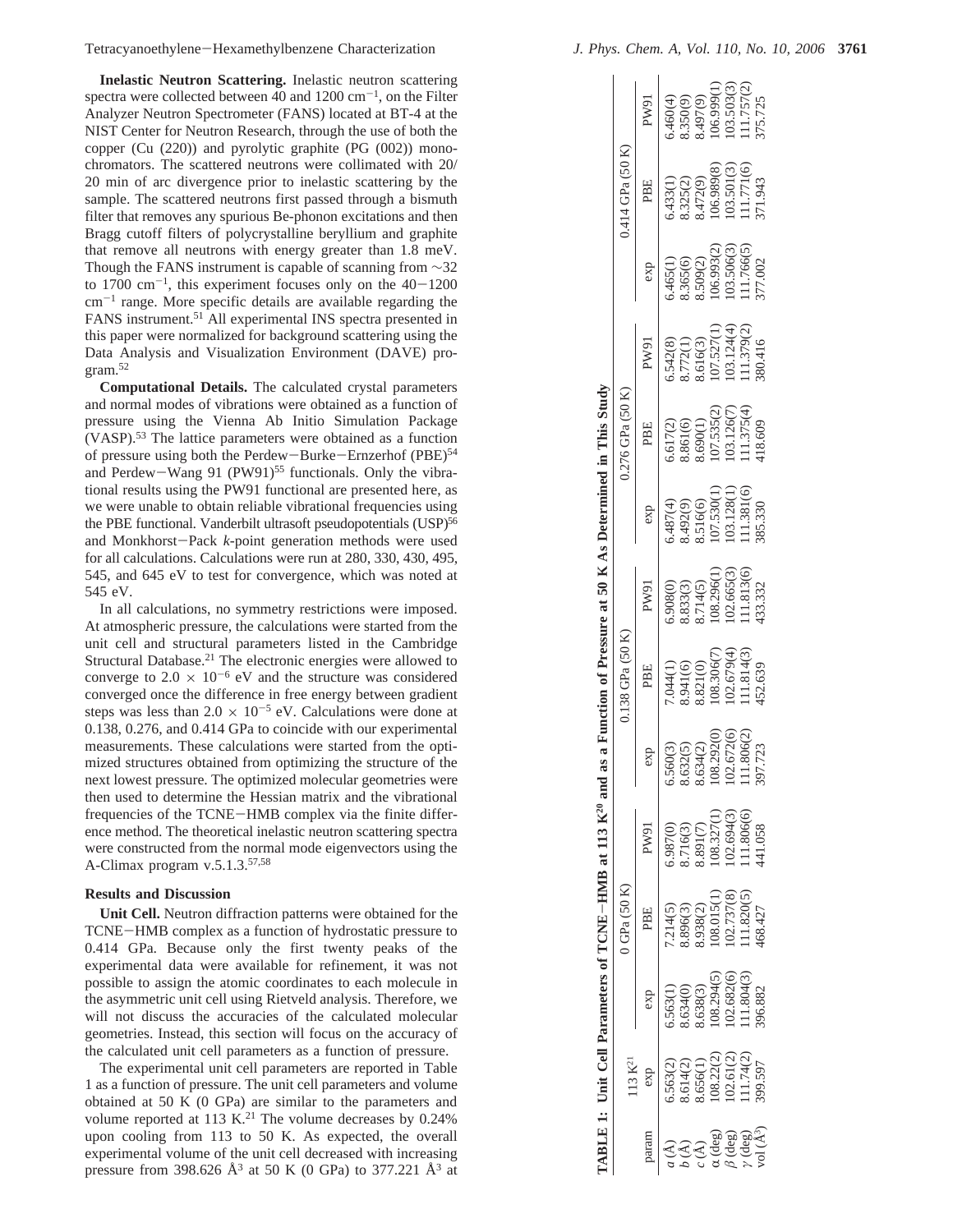**Inelastic Neutron Scattering.** Inelastic neutron scattering spectra were collected between 40 and 1200 cm$^{-1}$, on the Filter Analyzer Neutron Spectrometer (FANS) located at BT-4 at the NIST Center for Neutron Research, through the use of both the copper (Cu (220)) and pyrolytic graphite (PG (002)) monochromators. The scattered neutrons were collimated with 20/20 min of arc divergence prior to inelastic scattering by the sample. The scattered neutrons first passed through a bismuth filter that removes any spurious Be-phonon excitations and then Bragg cutoff filters of polycrystalline beryllium and graphite that remove all neutrons with energy greater than 1.8 meV. Though the FANS instrument is capable of scanning from ~32 to 1700 cm$^{-1}$, this experiment focuses only on the 40−1200 cm$^{-1}$ range. More specific details are available regarding the FANS instrument.[51] All experimental INS spectra presented in this paper were normalized for background scattering using the Data Analysis and Visualization Environment (DAVE) program.[52]

**Computational Details.** The calculated crystal parameters and normal modes of vibrations were obtained as a function of pressure using the Vienna Ab Initio Simulation Package (VASP).[53] The lattice parameters were obtained as a function of pressure using both the Perdew−Burke−Ernzerhof (PBE)[54] and Perdew−Wang 91 (PW91)[55] functionals. Only the vibrational results using the PW91 functional are presented here, as we were unable to obtain reliable vibrational frequencies using the PBE functional. Vanderbilt ultrasoft pseudopotentials (USP)[56] and Monkhorst−Pack *k*-point generation methods were used for all calculations. Calculations were run at 280, 330, 430, 495, 545, and 645 eV to test for convergence, which was noted at 545 eV.

In all calculations, no symmetry restrictions were imposed. At atmospheric pressure, the calculations were started from the unit cell and structural parameters listed in the Cambridge Structural Database.[21] The electronic energies were allowed to converge to $2.0 \times 10^{-6}$ eV and the structure was considered converged once the difference in free energy between gradient steps was less than $2.0 \times 10^{-5}$ eV. Calculations were done at 0.138, 0.276, and 0.414 GPa to coincide with our experimental measurements. These calculations were started from the optimized structures obtained from optimizing the structure of the next lowest pressure. The optimized molecular geometries were then used to determine the Hessian matrix and the vibrational frequencies of the TCNE−HMB complex via the finite difference method. The theoretical inelastic neutron scattering spectra were constructed from the normal mode eigenvectors using the A-Climax program v.5.1.3.[57,58]

## Results and Discussion

**Unit Cell.** Neutron diffraction patterns were obtained for the TCNE−HMB complex as a function of hydrostatic pressure to 0.414 GPa. Because only the first twenty peaks of the experimental data were available for refinement, it was not possible to assign the atomic coordinates to each molecule in the asymmetric unit cell using Rietveld analysis. Therefore, we will not discuss the accuracies of the calculated molecular geometries. Instead, this section will focus on the accuracy of the calculated unit cell parameters as a function of pressure.

The experimental unit cell parameters are reported in Table 1 as a function of pressure. The unit cell parameters and volume obtained at 50 K (0 GPa) are similar to the parameters and volume reported at 113 K.[21] The volume decreases by 0.24% upon cooling from 113 to 50 K. As expected, the overall experimental volume of the unit cell decreased with increasing pressure from 398.626 Å$^3$ at 50 K (0 GPa) to 377.221 Å$^3$ at

**TABLE 1: Unit Cell Parameters of TCNE−HMB at 113 K[20] and as a Function of Pressure at 50 K As Determined in This Study**

| | 113 K[21] | 0 GPa (50 K) | | | 0.138 GPa (50 K) | | | 0.276 GPa (50 K) | | | 0.414 GPa (50 K) | | |
|---|---|---|---|---|---|---|---|---|---|---|---|---|---|
| param | exp | exp | PBE | PW91 | exp | PBE | PW91 | exp | PBE | PW91 | exp | PBE | PW91 |
| *a* (Å) | 6.563(2) | 6.563(1) | 7.214(5) | 6.987(0) | 6.560(3) | 7.044(1) | 6.908(0) | 6.487(4) | 6.617(2) | 6.542(8) | 6.465(1) | 6.433(1) | 6.460(4) |
| *b* (Å) | 8.614(2) | 8.634(0) | 8.896(3) | 8.716(3) | 8.632(5) | 8.941(6) | 8.833(3) | 8.492(9) | 8.861(6) | 8.772(1) | 8.365(6) | 8.325(2) | 8.350(9) |
| *c* (Å) | 8.656(1) | 8.638(3) | 8.938(2) | 8.891(7) | 8.634(2) | 8.821(0) | 8.714(5) | 8.516(6) | 8.690(1) | 8.616(3) | 8.509(2) | 8.472(9) | 8.497(9) |
| α (deg) | 108.22(2) | 108.294(5) | 108.015(1) | 108.327(1) | 108.292(0) | 108.306(7) | 108.296(1) | 107.530(1) | 107.535(2) | 107.527(1) | 106.993(2) | 106.989(8) | 106.999(1) |
| β (deg) | 102.61(2) | 102.682(6) | 102.737(8) | 102.694(3) | 102.672(6) | 102.679(4) | 102.665(3) | 103.128(1) | 103.126(7) | 103.124(4) | 103.506(3) | 103.501(3) | 103.503(3) |
| γ (deg) | 111.74(2) | 111.804(3) | 111.820(5) | 111.806(6) | 111.806(2) | 111.814(3) | 111.813(6) | 111.381(6) | 111.375(4) | 111.379(2) | 111.766(5) | 111.771(6) | 111.757(2) |
| vol (Å$^3$) | 399.597 | 396.882 | 468.427 | 441.058 | 397.723 | 452.639 | 433.332 | 385.330 | 418.609 | 380.416 | 377.002 | 371.943 | 375.725 |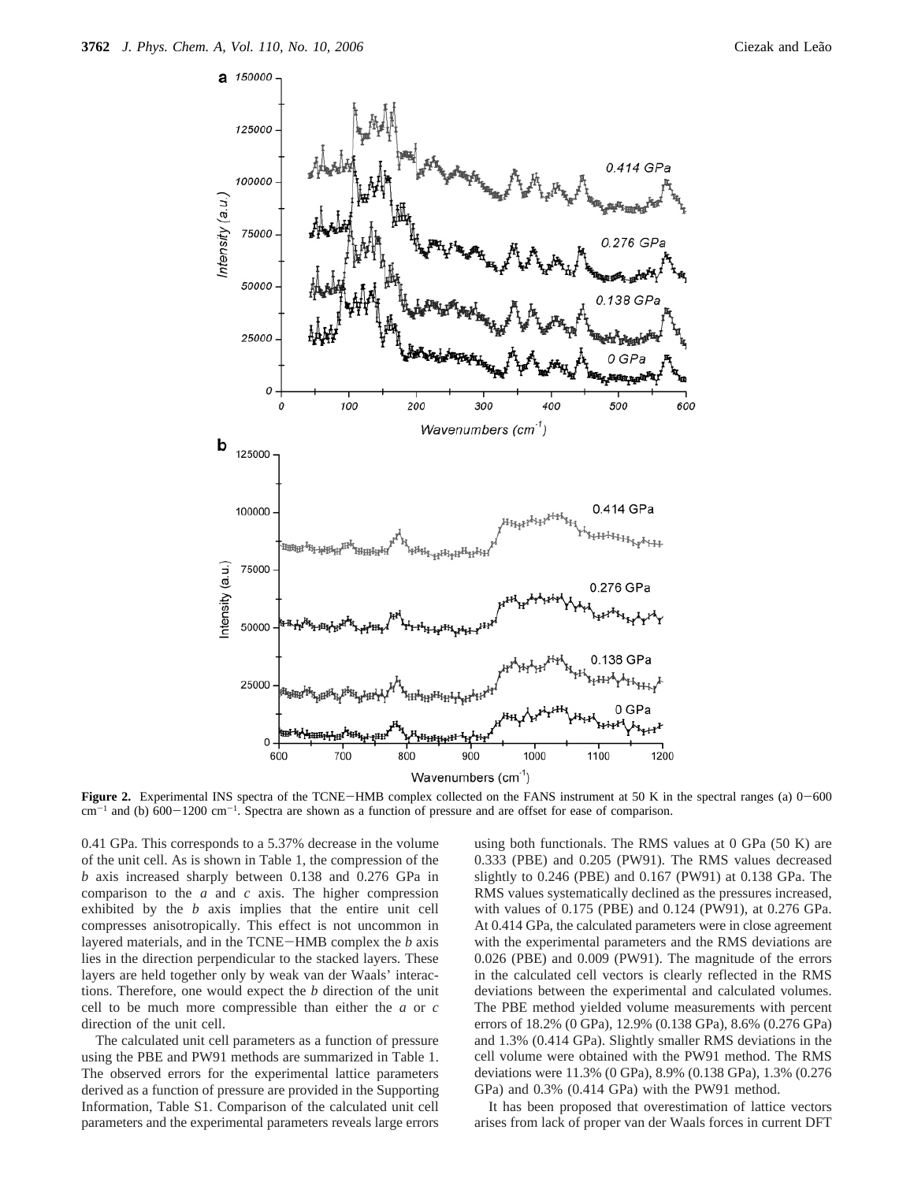**Figure 2.** Experimental INS spectra of the TCNE−HMB complex collected on the FANS instrument at 50 K in the spectral ranges (a) 0−600 $cm^{-1}$ and (b) 600−1200 $cm^{-1}$. Spectra are shown as a function of pressure and are offset for ease of comparison.

0.41 GPa. This corresponds to a 5.37% decrease in the volume of the unit cell. As is shown in Table 1, the compression of the *b* axis increased sharply between 0.138 and 0.276 GPa in comparison to the *a* and *c* axis. The higher compression exhibited by the *b* axis implies that the entire unit cell compresses anisotropically. This effect is not uncommon in layered materials, and in the TCNE−HMB complex the *b* axis lies in the direction perpendicular to the stacked layers. These layers are held together only by weak van der Waals' interactions. Therefore, one would expect the *b* direction of the unit cell to be much more compressible than either the *a* or *c* direction of the unit cell.

The calculated unit cell parameters as a function of pressure using the PBE and PW91 methods are summarized in Table 1. The observed errors for the experimental lattice parameters derived as a function of pressure are provided in the Supporting Information, Table S1. Comparison of the calculated unit cell parameters and the experimental parameters reveals large errors using both functionals. The RMS values at 0 GPa (50 K) are 0.333 (PBE) and 0.205 (PW91). The RMS values decreased slightly to 0.246 (PBE) and 0.167 (PW91) at 0.138 GPa. The RMS values systematically declined as the pressures increased, with values of 0.175 (PBE) and 0.124 (PW91), at 0.276 GPa. At 0.414 GPa, the calculated parameters were in close agreement with the experimental parameters and the RMS deviations are 0.026 (PBE) and 0.009 (PW91). The magnitude of the errors in the calculated cell vectors is clearly reflected in the RMS deviations between the experimental and calculated volumes. The PBE method yielded volume measurements with percent errors of 18.2% (0 GPa), 12.9% (0.138 GPa), 8.6% (0.276 GPa) and 1.3% (0.414 GPa). Slightly smaller RMS deviations in the cell volume were obtained with the PW91 method. The RMS deviations were 11.3% (0 GPa), 8.9% (0.138 GPa), 1.3% (0.276 GPa) and 0.3% (0.414 GPa) with the PW91 method.

It has been proposed that overestimation of lattice vectors arises from lack of proper van der Waals forces in current DFT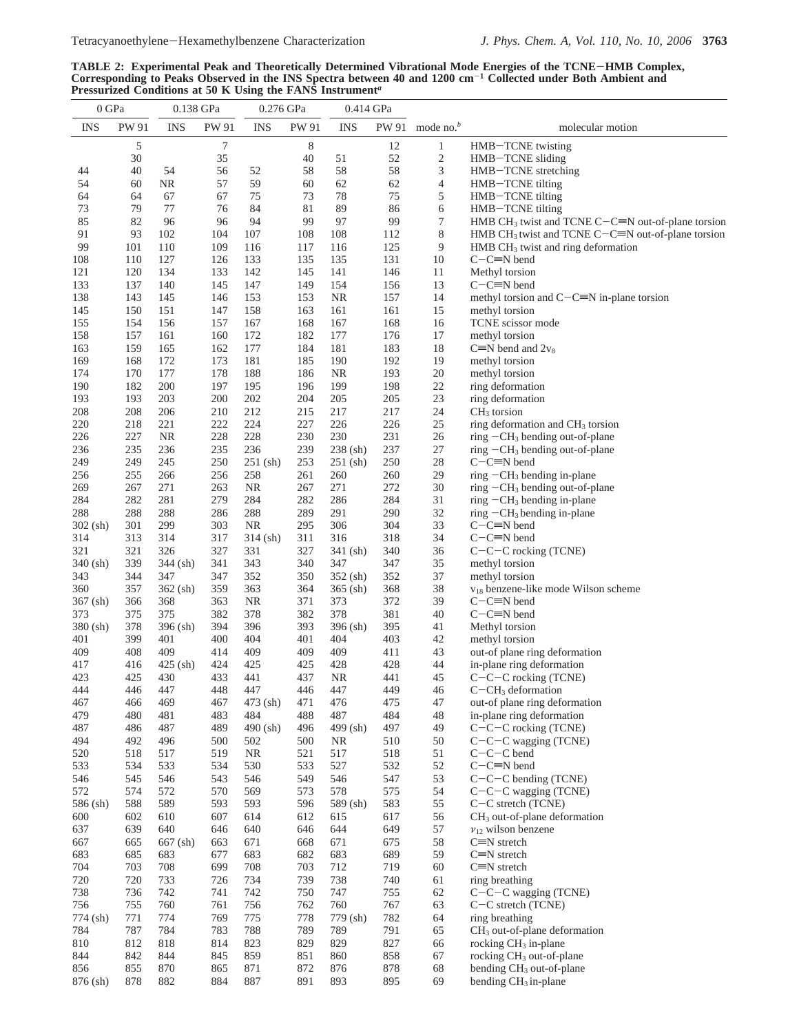**TABLE 2: Experimental Peak and Theoretically Determined Vibrational Mode Energies of the TCNE−HMB Complex, Corresponding to Peaks Observed in the INS Spectra between 40 and 1200 $cm^{-1}$ Collected under Both Ambient and Pressurized Conditions at 50 K Using the FANS Instrument[a]**

| 0 GPa | | 0.138 GPa | | 0.276 GPa | | 0.414 GPa | | | |
|---|---|---|---|---|---|---|---|---|---|
| INS | PW 91 | INS | PW 91 | INS | PW 91 | INS | PW 91 | mode no.[b] | molecular motion |
| | 5 | | 7 | | 8 | | 12 | 1 | HMB−TCNE twisting |
| | 30 | | 35 | | 40 | 51 | 52 | 2 | HMB−TCNE sliding |
| 44 | 40 | 54 | 56 | 52 | 58 | 58 | 58 | 3 | HMB−TCNE stretching |
| 54 | 60 | NR | 57 | 59 | 60 | 62 | 62 | 4 | HMB−TCNE tilting |
| 64 | 64 | 67 | 67 | 75 | 73 | 78 | 75 | 5 | HMB−TCNE tilting |
| 73 | 79 | 77 | 76 | 84 | 81 | 89 | 86 | 6 | HMB−TCNE tilting |
| 85 | 82 | 96 | 96 | 94 | 99 | 97 | 99 | 7 | HMB $CH_3$ twist and TCNE C−C≡N out-of-plane torsion |
| 91 | 93 | 102 | 104 | 107 | 108 | 108 | 112 | 8 | HMB $CH_3$ twist and TCNE C−C≡N out-of-plane torsion |
| 99 | 101 | 110 | 109 | 116 | 117 | 116 | 125 | 9 | HMB $CH_3$ twist and ring deformation |
| 108 | 110 | 127 | 126 | 133 | 135 | 135 | 131 | 10 | C−C≡N bend |
| 121 | 120 | 134 | 133 | 142 | 145 | 141 | 146 | 11 | Methyl torsion |
| 133 | 137 | 140 | 145 | 147 | 149 | 154 | 156 | 13 | C−C≡N bend |
| 138 | 143 | 145 | 146 | 153 | 153 | NR | 157 | 14 | methyl torsion and C−C≡N in-plane torsion |
| 145 | 150 | 151 | 147 | 158 | 163 | 161 | 161 | 15 | methyl torsion |
| 155 | 154 | 156 | 157 | 167 | 168 | 167 | 168 | 16 | TCNE scissor mode |
| 158 | 157 | 161 | 160 | 172 | 182 | 177 | 176 | 17 | methyl torsion |
| 163 | 159 | 165 | 162 | 177 | 184 | 181 | 183 | 18 | C≡N bend and $2\nu_8$ |
| 169 | 168 | 172 | 173 | 181 | 185 | 190 | 192 | 19 | methyl torsion |
| 174 | 170 | 177 | 178 | 188 | 186 | NR | 193 | 20 | methyl torsion |
| 190 | 182 | 200 | 197 | 195 | 196 | 199 | 198 | 22 | ring deformation |
| 193 | 193 | 203 | 200 | 202 | 204 | 205 | 205 | 23 | ring deformation |
| 208 | 208 | 206 | 210 | 212 | 215 | 217 | 217 | 24 | $CH_3$ torsion |
| 220 | 218 | 221 | 222 | 224 | 227 | 226 | 226 | 25 | ring deformation and $CH_3$ torsion |
| 226 | 227 | NR | 228 | 228 | 230 | 230 | 231 | 26 | ring −$CH_3$ bending out-of-plane |
| 236 | 235 | 236 | 235 | 236 | 239 | 238 (sh) | 237 | 27 | ring −$CH_3$ bending out-of-plane |
| 249 | 249 | 245 | 250 | 251 (sh) | 253 | 251 (sh) | 250 | 28 | C−C≡N bend |
| 256 | 255 | 266 | 256 | 258 | 261 | 260 | 260 | 29 | ring −$CH_3$ bending in-plane |
| 269 | 267 | 271 | 263 | NR | 267 | 271 | 272 | 30 | ring −$CH_3$ bending out-of-plane |
| 284 | 282 | 281 | 279 | 284 | 282 | 286 | 284 | 31 | ring −$CH_3$ bending in-plane |
| 288 | 288 | 288 | 286 | 288 | 289 | 291 | 290 | 32 | ring −$CH_3$ bending in-plane |
| 302 (sh) | 301 | 299 | 303 | NR | 295 | 306 | 304 | 33 | C−C≡N bend |
| 314 | 313 | 314 | 317 | 314 (sh) | 311 | 316 | 318 | 34 | C−C≡N bend |
| 321 | 321 | 326 | 327 | 331 | 327 | 341 (sh) | 340 | 36 | C−C−C rocking (TCNE) |
| 340 (sh) | 339 | 344 (sh) | 341 | 343 | 340 | 347 | 347 | 35 | methyl torsion |
| 343 | 344 | 347 | 347 | 352 | 350 | 352 (sh) | 352 | 37 | methyl torsion |
| 360 | 357 | 362 (sh) | 359 | 363 | 364 | 365 (sh) | 368 | 38 | $v_{18}$ benzene-like mode Wilson scheme |
| 367 (sh) | 366 | 368 | 363 | NR | 371 | 373 | 372 | 39 | C−C≡N bend |
| 373 | 375 | 375 | 382 | 378 | 382 | 378 | 381 | 40 | C−C≡N bend |
| 380 (sh) | 378 | 396 (sh) | 394 | 396 | 393 | 396 (sh) | 395 | 41 | Methyl torsion |
| 401 | 399 | 401 | 400 | 404 | 401 | 404 | 403 | 42 | methyl torsion |
| 409 | 408 | 409 | 414 | 409 | 409 | 409 | 411 | 43 | out-of plane ring deformation |
| 417 | 416 | 425 (sh) | 424 | 425 | 425 | 428 | 428 | 44 | in-plane ring deformation |
| 423 | 425 | 430 | 433 | 441 | 437 | NR | 441 | 45 | C−C−C rocking (TCNE) |
| 444 | 446 | 447 | 448 | 447 | 446 | 447 | 449 | 46 | C−$CH_3$ deformation |
| 467 | 466 | 469 | 467 | 473 (sh) | 471 | 476 | 475 | 47 | out-of plane ring deformation |
| 479 | 480 | 481 | 483 | 484 | 488 | 487 | 484 | 48 | in-plane ring deformation |
| 487 | 486 | 487 | 489 | 490 (sh) | 496 | 499 (sh) | 497 | 49 | C−C−C rocking (TCNE) |
| 494 | 492 | 496 | 500 | 502 | 500 | NR | 510 | 50 | C−C−C wagging (TCNE) |
| 520 | 518 | 517 | 519 | NR | 521 | 517 | 518 | 51 | C−C−C bend |
| 533 | 534 | 533 | 534 | 530 | 533 | 527 | 532 | 52 | C−C≡N bend |
| 546 | 545 | 546 | 543 | 546 | 549 | 546 | 547 | 53 | C−C−C bending (TCNE) |
| 572 | 574 | 572 | 570 | 569 | 573 | 578 | 575 | 54 | C−C−C wagging (TCNE) |
| 586 (sh) | 588 | 589 | 593 | 593 | 596 | 589 (sh) | 583 | 55 | C−C stretch (TCNE) |
| 600 | 602 | 610 | 607 | 614 | 612 | 615 | 617 | 56 | $CH_3$ out-of-plane deformation |
| 637 | 639 | 640 | 646 | 640 | 646 | 644 | 649 | 57 | $\nu_{12}$ wilson benzene |
| 667 | 665 | 667 (sh) | 663 | 671 | 668 | 671 | 675 | 58 | C≡N stretch |
| 683 | 685 | 683 | 677 | 683 | 682 | 683 | 689 | 59 | C≡N stretch |
| 704 | 703 | 708 | 699 | 708 | 703 | 712 | 719 | 60 | C≡N stretch |
| 720 | 720 | 733 | 726 | 734 | 739 | 738 | 740 | 61 | ring breathing |
| 738 | 736 | 742 | 741 | 742 | 750 | 747 | 755 | 62 | C−C−C wagging (TCNE) |
| 756 | 755 | 760 | 761 | 756 | 762 | 760 | 767 | 63 | C−C stretch (TCNE) |
| 774 (sh) | 771 | 774 | 769 | 775 | 778 | 779 (sh) | 782 | 64 | ring breathing |
| 784 | 787 | 784 | 783 | 788 | 789 | 789 | 791 | 65 | $CH_3$ out-of-plane deformation |
| 810 | 812 | 818 | 814 | 823 | 829 | 829 | 827 | 66 | rocking $CH_3$ in-plane |
| 844 | 842 | 844 | 845 | 859 | 851 | 860 | 858 | 67 | rocking $CH_3$ out-of-plane |
| 856 | 855 | 870 | 865 | 871 | 872 | 876 | 878 | 68 | bending $CH_3$ out-of-plane |
| 876 (sh) | 878 | 882 | 884 | 887 | 891 | 893 | 895 | 69 | bending $CH_3$ in-plane |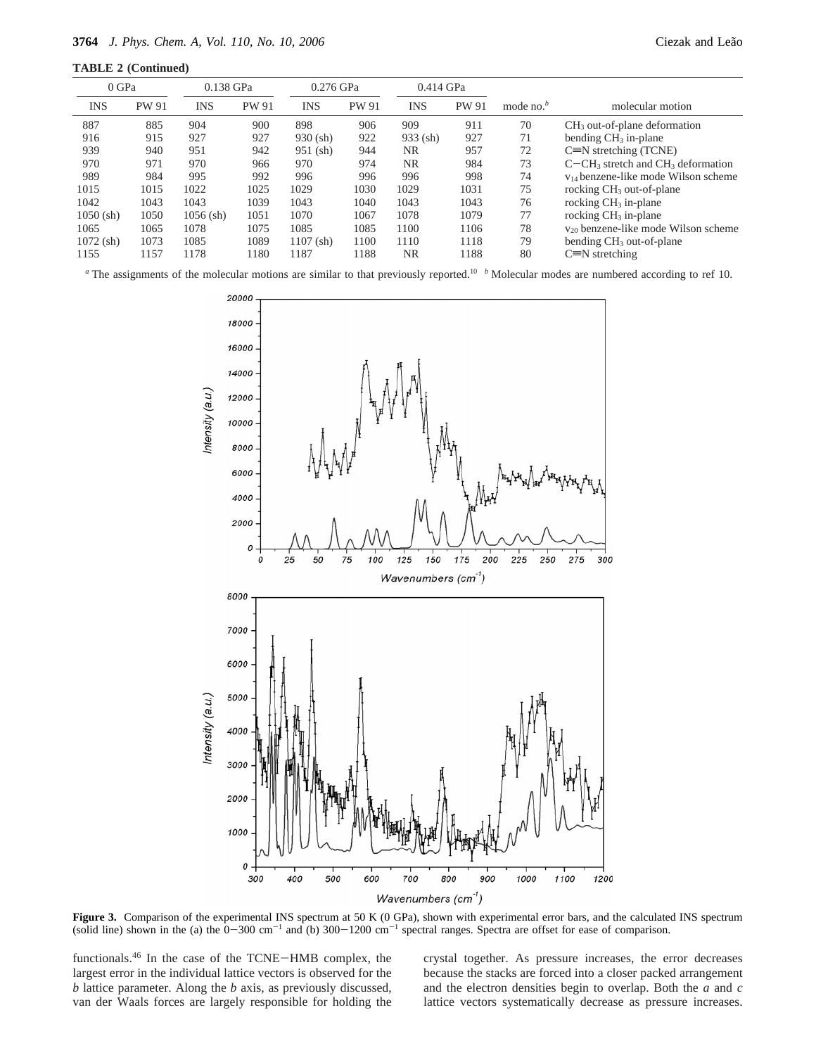**TABLE 2 (Continued)**

| 0 GPa | | 0.138 GPa | | 0.276 GPa | | 0.414 GPa | | | |
|---|---|---|---|---|---|---|---|---|---|
| INS | PW 91 | INS | PW 91 | INS | PW 91 | INS | PW 91 | mode no.[b] | molecular motion |
| 887 | 885 | 904 | 900 | 898 | 906 | 909 | 911 | 70 | $CH_3$ out-of-plane deformation |
| 916 | 915 | 927 | 927 | 930 (sh) | 922 | 933 (sh) | 927 | 71 | bending $CH_3$ in-plane |
| 939 | 940 | 951 | 942 | 951 (sh) | 944 | NR | 957 | 72 | C≡N stretching (TCNE) |
| 970 | 971 | 970 | 966 | 970 | 974 | NR | 984 | 73 | C−$CH_3$ stretch and $CH_3$ deformation |
| 989 | 984 | 995 | 992 | 996 | 996 | 996 | 998 | 74 | $v_{14}$ benzene-like mode Wilson scheme |
| 1015 | 1015 | 1022 | 1025 | 1029 | 1030 | 1029 | 1031 | 75 | rocking $CH_3$ out-of-plane |
| 1042 | 1043 | 1043 | 1039 | 1043 | 1040 | 1043 | 1043 | 76 | rocking $CH_3$ in-plane |
| 1050 (sh) | 1050 | 1056 (sh) | 1051 | 1070 | 1067 | 1078 | 1079 | 77 | rocking $CH_3$ in-plane |
| 1065 | 1065 | 1078 | 1075 | 1085 | 1085 | 1100 | 1106 | 78 | $v_{20}$ benzene-like mode Wilson scheme |
| 1072 (sh) | 1073 | 1085 | 1089 | 1107 (sh) | 1100 | 1110 | 1118 | 79 | bending $CH_3$ out-of-plane |
| 1155 | 1157 | 1178 | 1180 | 1187 | 1188 | NR | 1188 | 80 | C≡N stretching |

[a] The assignments of the molecular motions are similar to that previously reported.[10] [b] Molecular modes are numbered according to ref 10.

**Figure 3.** Comparison of the experimental INS spectrum at 50 K (0 GPa), shown with experimental error bars, and the calculated INS spectrum (solid line) shown in the (a) the 0−300 cm$^{-1}$ and (b) 300−1200 cm$^{-1}$ spectral ranges. Spectra are offset for ease of comparison.

functionals.[46] In the case of the TCNE−HMB complex, the largest error in the individual lattice vectors is observed for the *b* lattice parameter. Along the *b* axis, as previously discussed, van der Waals forces are largely responsible for holding the crystal together. As pressure increases, the error decreases because the stacks are forced into a closer packed arrangement and the electron densities begin to overlap. Both the *a* and *c* lattice vectors systematically decrease as pressure increases.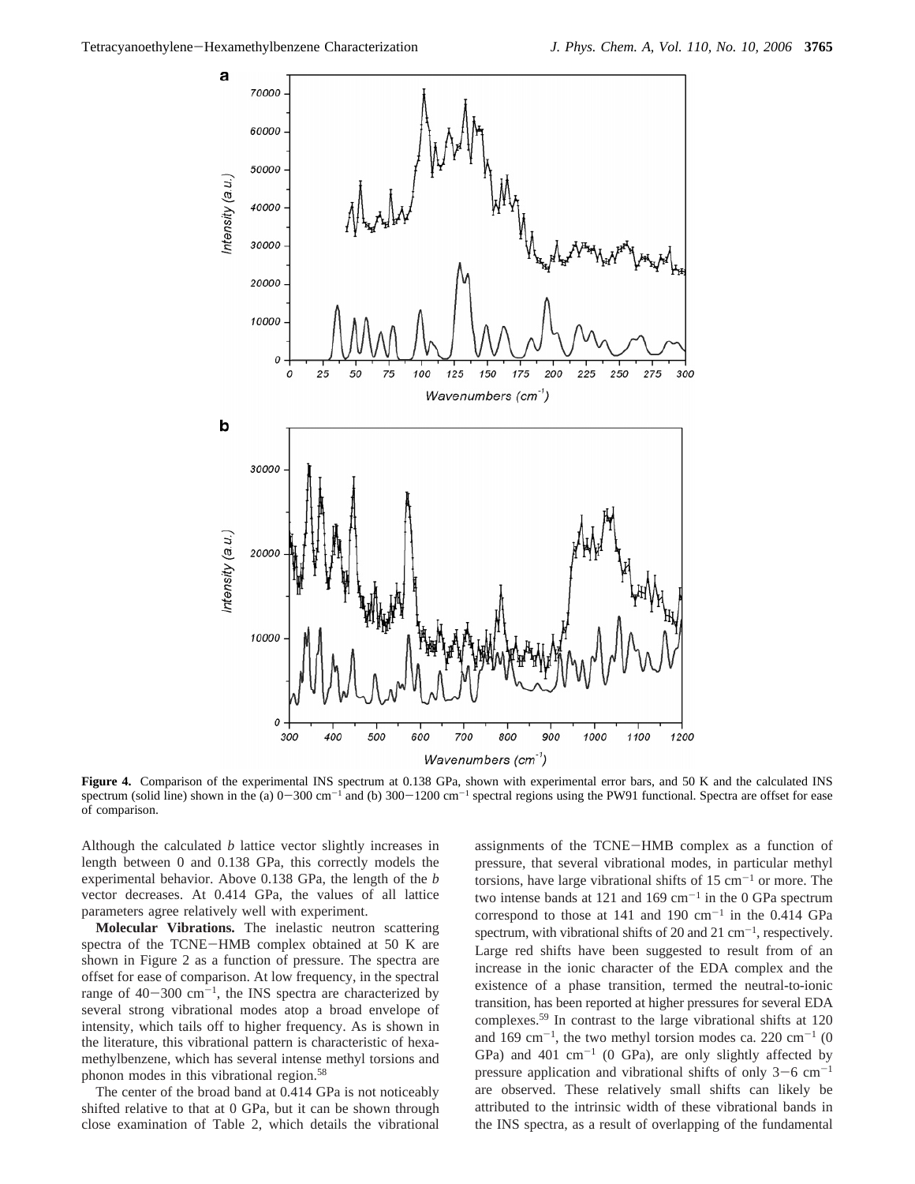**Figure 4.** Comparison of the experimental INS spectrum at 0.138 GPa, shown with experimental error bars, and 50 K and the calculated INS spectrum (solid line) shown in the (a) 0−300 cm$^{-1}$ and (b) 300−1200 cm$^{-1}$ spectral regions using the PW91 functional. Spectra are offset for ease of comparison.

Although the calculated *b* lattice vector slightly increases in length between 0 and 0.138 GPa, this correctly models the experimental behavior. Above 0.138 GPa, the length of the *b* vector decreases. At 0.414 GPa, the values of all lattice parameters agree relatively well with experiment.

**Molecular Vibrations.** The inelastic neutron scattering spectra of the TCNE−HMB complex obtained at 50 K are shown in Figure 2 as a function of pressure. The spectra are offset for ease of comparison. At low frequency, in the spectral range of 40−300 cm$^{-1}$, the INS spectra are characterized by several strong vibrational modes atop a broad envelope of intensity, which tails off to higher frequency. As is shown in the literature, this vibrational pattern is characteristic of hexamethylbenzene, which has several intense methyl torsions and phonon modes in this vibrational region.[58]

The center of the broad band at 0.414 GPa is not noticeably shifted relative to that at 0 GPa, but it can be shown through close examination of Table 2, which details the vibrational assignments of the TCNE−HMB complex as a function of pressure, that several vibrational modes, in particular methyl torsions, have large vibrational shifts of 15 cm$^{-1}$ or more. The two intense bands at 121 and 169 cm$^{-1}$ in the 0 GPa spectrum correspond to those at 141 and 190 cm$^{-1}$ in the 0.414 GPa spectrum, with vibrational shifts of 20 and 21 cm$^{-1}$, respectively. Large red shifts have been suggested to result from of an increase in the ionic character of the EDA complex and the existence of a phase transition, termed the neutral-to-ionic transition, has been reported at higher pressures for several EDA complexes.[59] In contrast to the large vibrational shifts at 120 and 169 cm$^{-1}$, the two methyl torsion modes ca. 220 cm$^{-1}$ (0 GPa) and 401 cm$^{-1}$ (0 GPa), are only slightly affected by pressure application and vibrational shifts of only 3−6 cm$^{-1}$ are observed. These relatively small shifts can likely be attributed to the intrinsic width of these vibrational bands in the INS spectra, as a result of overlapping of the fundamental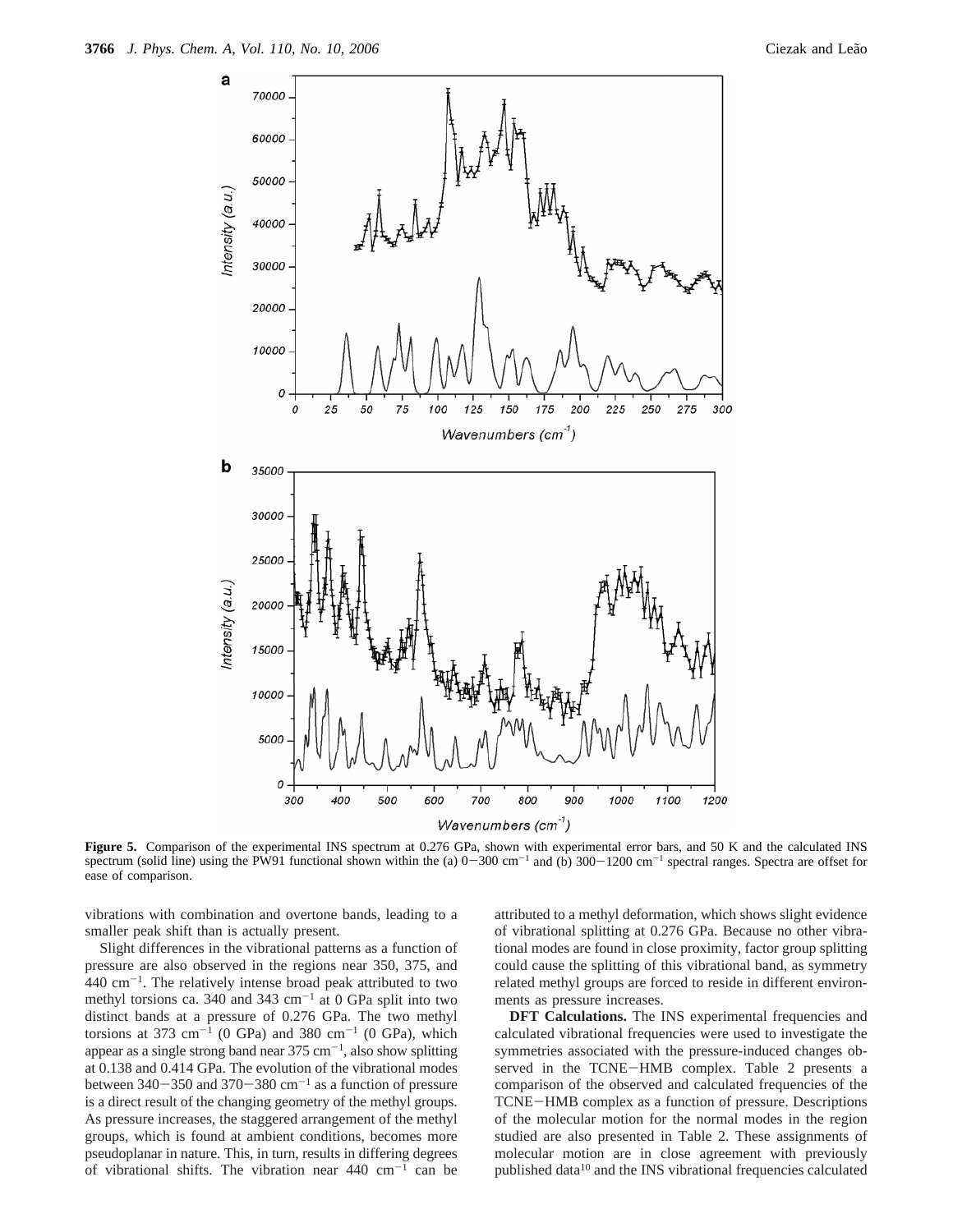**Figure 5.** Comparison of the experimental INS spectrum at 0.276 GPa, shown with experimental error bars, and 50 K and the calculated INS spectrum (solid line) using the PW91 functional shown within the (a) 0−300 cm$^{-1}$ and (b) 300−1200 cm$^{-1}$ spectral ranges. Spectra are offset for ease of comparison.

vibrations with combination and overtone bands, leading to a smaller peak shift than is actually present.

Slight differences in the vibrational patterns as a function of pressure are also observed in the regions near 350, 375, and 440 cm$^{-1}$. The relatively intense broad peak attributed to two methyl torsions ca. 340 and 343 cm$^{-1}$ at 0 GPa split into two distinct bands at a pressure of 0.276 GPa. The two methyl torsions at 373 cm$^{-1}$ (0 GPa) and 380 cm$^{-1}$ (0 GPa), which appear as a single strong band near 375 cm$^{-1}$, also show splitting at 0.138 and 0.414 GPa. The evolution of the vibrational modes between 340−350 and 370−380 cm$^{-1}$ as a function of pressure is a direct result of the changing geometry of the methyl groups. As pressure increases, the staggered arrangement of the methyl groups, which is found at ambient conditions, becomes more pseudoplanar in nature. This, in turn, results in differing degrees of vibrational shifts. The vibration near 440 cm$^{-1}$ can be attributed to a methyl deformation, which shows slight evidence of vibrational splitting at 0.276 GPa. Because no other vibrational modes are found in close proximity, factor group splitting could cause the splitting of this vibrational band, as symmetry related methyl groups are forced to reside in different environments as pressure increases.

**DFT Calculations.** The INS experimental frequencies and calculated vibrational frequencies were used to investigate the symmetries associated with the pressure-induced changes observed in the TCNE−HMB complex. Table 2 presents a comparison of the observed and calculated frequencies of the TCNE−HMB complex as a function of pressure. Descriptions of the molecular motion for the normal modes in the region studied are also presented in Table 2. These assignments of molecular motion are in close agreement with previously published data[10] and the INS vibrational frequencies calculated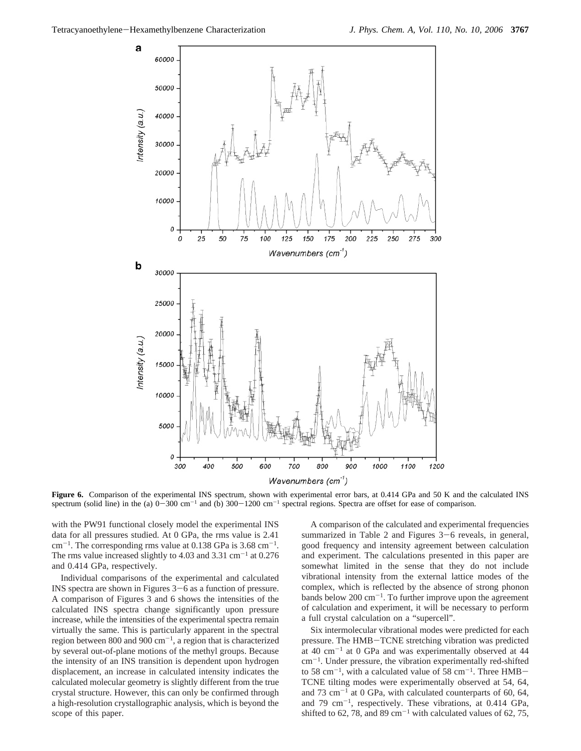**Figure 6.** Comparison of the experimental INS spectrum, shown with experimental error bars, at 0.414 GPa and 50 K and the calculated INS spectrum (solid line) in the (a) 0−300 $cm^{-1}$ and (b) 300−1200 $cm^{-1}$ spectral regions. Spectra are offset for ease of comparison.

with the PW91 functional closely model the experimental INS data for all pressures studied. At 0 GPa, the rms value is 2.41 $cm^{-1}$. The corresponding rms value at 0.138 GPa is 3.68 $cm^{-1}$. The rms value increased slightly to 4.03 and 3.31 $cm^{-1}$ at 0.276 and 0.414 GPa, respectively.

Individual comparisons of the experimental and calculated INS spectra are shown in Figures 3−6 as a function of pressure. A comparison of Figures 3 and 6 shows the intensities of the calculated INS spectra change significantly upon pressure increase, while the intensities of the experimental spectra remain virtually the same. This is particularly apparent in the spectral region between 800 and 900 $cm^{-1}$, a region that is characterized by several out-of-plane motions of the methyl groups. Because the intensity of an INS transition is dependent upon hydrogen displacement, an increase in calculated intensity indicates the calculated molecular geometry is slightly different from the true crystal structure. However, this can only be confirmed through a high-resolution crystallographic analysis, which is beyond the scope of this paper.

A comparison of the calculated and experimental frequencies summarized in Table 2 and Figures 3−6 reveals, in general, good frequency and intensity agreement between calculation and experiment. The calculations presented in this paper are somewhat limited in the sense that they do not include vibrational intensity from the external lattice modes of the complex, which is reflected by the absence of strong phonon bands below 200 $cm^{-1}$. To further improve upon the agreement of calculation and experiment, it will be necessary to perform a full crystal calculation on a "supercell".

Six intermolecular vibrational modes were predicted for each pressure. The HMB−TCNE stretching vibration was predicted at 40 $cm^{-1}$ at 0 GPa and was experimentally observed at 44 $cm^{-1}$. Under pressure, the vibration experimentally red-shifted to 58 $cm^{-1}$, with a calculated value of 58 $cm^{-1}$. Three HMB−TCNE tilting modes were experimentally observed at 54, 64, and 73 $cm^{-1}$ at 0 GPa, with calculated counterparts of 60, 64, and 79 $cm^{-1}$, respectively. These vibrations, at 0.414 GPa, shifted to 62, 78, and 89 $cm^{-1}$ with calculated values of 62, 75,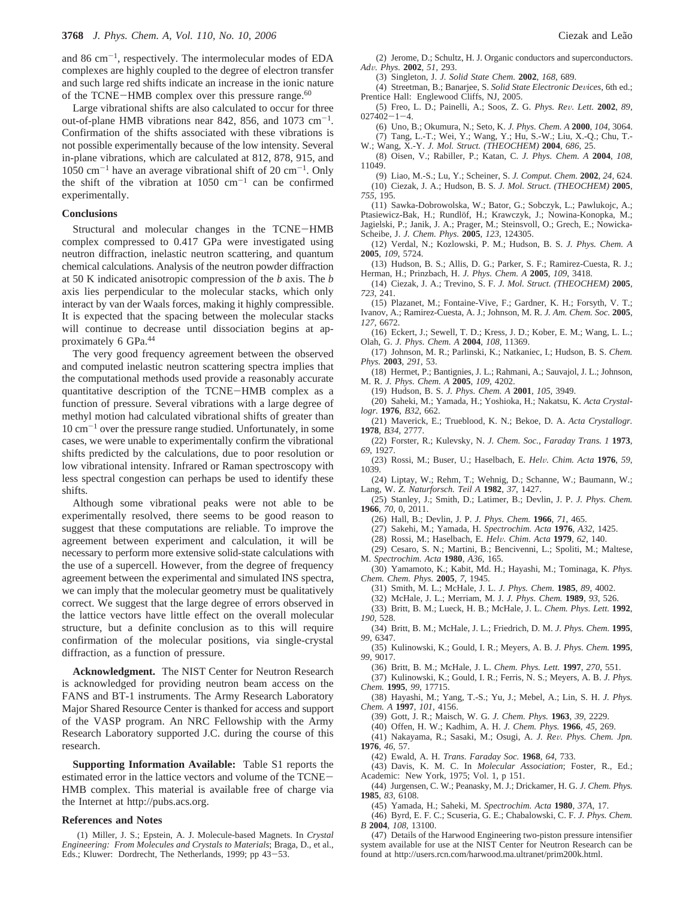and 86 $cm^{-1}$, respectively. The intermolecular modes of EDA complexes are highly coupled to the degree of electron transfer and such large red shifts indicate an increase in the ionic nature of the TCNE–HMB complex over this pressure range.[60]

Large vibrational shifts are also calculated to occur for three out-of-plane HMB vibrations near 842, 856, and 1073 $cm^{-1}$. Confirmation of the shifts associated with these vibrations is not possible experimentally because of the low intensity. Several in-plane vibrations, which are calculated at 812, 878, 915, and 1050 $cm^{-1}$ have an average vibrational shift of 20 $cm^{-1}$. Only the shift of the vibration at 1050 $cm^{-1}$ can be confirmed experimentally.

## Conclusions

Structural and molecular changes in the TCNE–HMB complex compressed to 0.417 GPa were investigated using neutron diffraction, inelastic neutron scattering, and quantum chemical calculations. Analysis of the neutron powder diffraction at 50 K indicated anisotropic compression of the *b* axis. The *b* axis lies perpendicular to the molecular stacks, which only interact by van der Waals forces, making it highly compressible. It is expected that the spacing between the molecular stacks will continue to decrease until dissociation begins at approximately 6 GPa.[44]

The very good frequency agreement between the observed and computed inelastic neutron scattering spectra implies that the computational methods used provide a reasonably accurate quantitative description of the TCNE–HMB complex as a function of pressure. Several vibrations with a large degree of methyl motion had calculated vibrational shifts of greater than 10 $cm^{-1}$ over the pressure range studied. Unfortunately, in some cases, we were unable to experimentally confirm the vibrational shifts predicted by the calculations, due to poor resolution or low vibrational intensity. Infrared or Raman spectroscopy with less spectral congestion can perhaps be used to identify these shifts.

Although some vibrational peaks were not able to be experimentally resolved, there seems to be good reason to suggest that these computations are reliable. To improve the agreement between experiment and calculation, it will be necessary to perform more extensive solid-state calculations with the use of a supercell. However, from the degree of frequency agreement between the experimental and simulated INS spectra, we can imply that the molecular geometry must be qualitatively correct. We suggest that the large degree of errors observed in the lattice vectors have little effect on the overall molecular structure, but a definite conclusion as to this will require confirmation of the molecular positions, via single-crystal diffraction, as a function of pressure.

**Acknowledgment.** The NIST Center for Neutron Research is acknowledged for providing neutron beam access on the FANS and BT-1 instruments. The Army Research Laboratory Major Shared Resource Center is thanked for access and support of the VASP program. An NRC Fellowship with the Army Research Laboratory supported J.C. during the course of this research.

**Supporting Information Available:** Table S1 reports the estimated error in the lattice vectors and volume of the TCNE–HMB complex. This material is available free of charge via the Internet at http://pubs.acs.org.

## References and Notes

(1) Miller, J. S.; Epstein, A. J. Molecule-based Magnets. In *Crystal Engineering: From Molecules and Crystals to Materials*; Braga, D., et al., Eds.; Kluwer: Dordrecht, The Netherlands, 1999; pp 43–53.

(2) Jerome, D.; Schultz, H. J. Organic conductors and superconductors. *Adv. Phys.* **2002**, *51*, 293.

(3) Singleton, J. *J. Solid State Chem.* **2002**, *168*, 689.

(4) Streetman, B.; Banarjee, S. *Solid State Electronic Devices*, 6th ed.; Prentice Hall: Englewood Cliffs, NJ, 2005.

(5) Freo, L. D.; Painelli, A.; Soos, Z. G. *Phys. Rev. Lett.* **2002**, *89*, 027402–1–4.

(6) Uno, B.; Okumura, N.; Seto, K. *J. Phys. Chem. A* **2000**, *104*, 3064.

(7) Tang, L.-T.; Wei, Y.; Wang, Y.; Hu, S.-W.; Liu, X.-Q.; Chu, T.-W.; Wang, X.-Y. *J. Mol. Struct. (THEOCHEM)* **2004**, *686*, 25.

(8) Oisen, V.; Rabiller, P.; Katan, C. *J. Phys. Chem. A* **2004**, *108*, 11049.

(9) Liao, M.-S.; Lu, Y.; Scheiner, S. *J. Comput. Chem.* **2002**, *24*, 624.

(10) Ciezak, J. A.; Hudson, B. S. *J. Mol. Struct. (THEOCHEM)* **2005**, *755*, 195.

(11) Sawka-Dobrowolska, W.; Bator, G.; Sobczyk, L.; Pawlukojc, A.; Ptasiewicz-Bak, H.; Rundlöf, H.; Krawczyk, J.; Nowina-Konopka, M.; Jagielski, P.; Janik, J. A.; Prager, M.; Steinsvoll, O.; Grech, E.; Nowicka-Scheibe, J. *J. Chem. Phys.* **2005**, *123*, 124305.

(12) Verdal, N.; Kozlowski, P. M.; Hudson, B. S. *J. Phys. Chem. A* **2005**, *109*, 5724.

(13) Hudson, B. S.; Allis, D. G.; Parker, S. F.; Ramirez-Cuesta, R. J.; Herman, H.; Prinzbach, H. *J. Phys. Chem. A* **2005**, *109*, 3418.

(14) Ciezak, J. A.; Trevino, S. F. *J. Mol. Struct. (THEOCHEM)* **2005**, *723*, 241.

(15) Plazanet, M.; Fontaine-Vive, F.; Gardner, K. H.; Forsyth, V. T.; Ivanov, A.; Ramirez-Cuesta, A. J.; Johnson, M. R. *J. Am. Chem. Soc.* **2005**, *127*, 6672.

(16) Eckert, J.; Sewell, T. D.; Kress, J. D.; Kober, E. M.; Wang, L. L.; Olah, G. *J. Phys. Chem. A* **2004**, *108*, 11369.

(17) Johnson, M. R.; Parlinski, K.; Natkaniec, I.; Hudson, B. S. *Chem. Phys.* **2003**, *291*, 53.

(18) Hermet, P.; Bantignies, J. L.; Rahmani, A.; Sauvajol, J. L.; Johnson, M. R. *J. Phys. Chem. A* **2005**, *109*, 4202.

(19) Hudson, B. S. *J. Phys. Chem. A* **2001**, *105*, 3949.

(20) Saheki, M.; Yamada, H.; Yoshioka, H.; Nakatsu, K. *Acta Crystallogr.* **1976**, *B32*, 662.

(21) Maverick, E.; Trueblood, K. N.; Bekoe, D. A. *Acta Crystallogr.* **1978**, *B34*, 2777.

(22) Forster, R.; Kulevsky, N. *J. Chem. Soc., Faraday Trans. 1* **1973**, *69*, 1927.

(23) Rossi, M.; Buser, U.; Haselbach, E. *Helv. Chim. Acta* **1976**, *59*, 1039.

(24) Liptay, W.; Rehm, T.; Wehnig, D.; Schanne, W.; Baumann, W.; Lang, W. *Z. Naturforsch. Teil A* **1982**, *37*, 1427.

(25) Stanley, J.; Smith, D.; Latimer, B.; Devlin, J. P. *J. Phys. Chem.* **1966**, *70*, 0, 2011.

(26) Hall, B.; Devlin, J. P. *J. Phys. Chem.* **1966**, *71*, 465.

(27) Sakehi, M.; Yamada, H. *Spectrochim. Acta* **1976**, *A32*, 1425.

(28) Rossi, M.; Haselbach, E. *Helv. Chim. Acta* **1979**, *62*, 140.

(29) Cesaro, S. N.; Martini, B.; Bencivenni, L.; Spoliti, M.; Maltese, M. *Spectrochim. Acta* **1980**, *A36*, 165.

(30) Yamamoto, K.; Kabit, Md. H.; Hayashi, M.; Tominaga, K. *Phys. Chem. Chem. Phys.* **2005**, *7*, 1945.

(31) Smith, M. L.; McHale, J. L. *J. Phys. Chem.* **1985**, *89*, 4002.

(32) McHale, J. L.; Merriam, M. J. *J. Phys. Chem.* **1989**, *93*, 526.

(33) Britt, B. M.; Lueck, H. B.; McHale, J. L. *Chem. Phys. Lett.* **1992**, *190*, 528.

(34) Britt, B. M.; McHale, J. L.; Friedrich, D. M. *J. Phys. Chem.* **1995**, *99*, 6347.

(35) Kulinowski, K.; Gould, I. R.; Meyers, A. B. *J. Phys. Chem.* **1995**, *99*, 9017.

(36) Britt, B. M.; McHale, J. L. *Chem. Phys. Lett.* **1997**, *270*, 551.

(37) Kulinowski, K.; Gould, I. R.; Ferris, N. S.; Meyers, A. B. *J. Phys. Chem.* **1995**, *99*, 17715.

(38) Hayashi, M.; Yang, T.-S.; Yu, J.; Mebel, A.; Lin, S. H. *J. Phys. Chem. A* **1997**, *101*, 4156.

(39) Gott, J. R.; Maisch, W. G. *J. Chem. Phys.* **1963**, *39*, 2229.

(40) Offen, H. W.; Kadhim, A. H. *J. Chem. Phys.* **1966**, *45*, 269.

(41) Nakayama, R.; Sasaki, M.; Osugi, A. *J. Rev. Phys. Chem. Jpn.* **1976**, *46*, 57.

(42) Ewald, A. H. *Trans. Faraday Soc.* **1968**, *64*, 733.

(43) Davis, K. M. C. In *Molecular Association*; Foster, R., Ed.; Academic: New York, 1975; Vol. 1, p 151.

(44) Jurgensen, C. W.; Peanasky, M. J.; Drickamer, H. G. *J. Chem. Phys.* **1985**, *83*, 6108.

(45) Yamada, H.; Saheki, M. *Spectrochim. Acta* **1980**, *37A*, 17.

(46) Byrd, E. F. C.; Scuseria, G. E.; Chabalowski, C. F. *J. Phys. Chem. B* **2004**, *108*, 13100.

(47) Details of the Harwood Engineering two-piston pressure intensifier system available for use at the NIST Center for Neutron Research can be found at http://users.rcn.com/harwood.ma.ultranet/prim200k.html.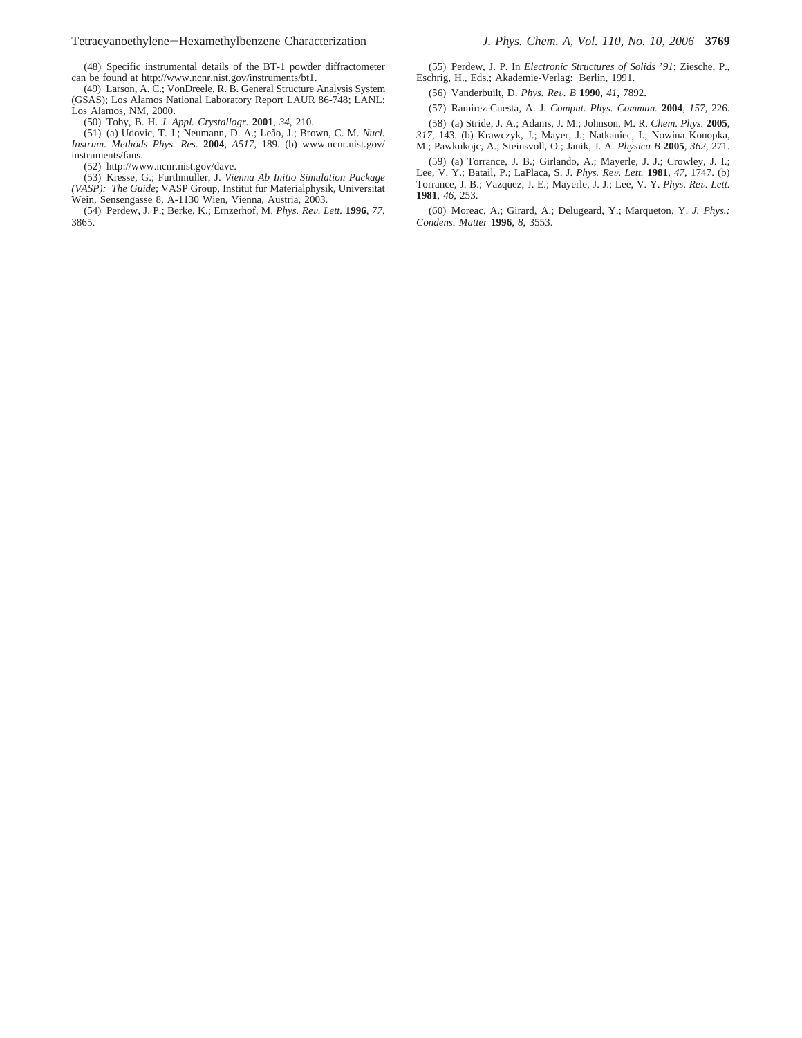(48) Specific instrumental details of the BT-1 powder diffractometer can be found at http://www.ncnr.nist.gov/instruments/bt1.

(49) Larson, A. C.; VonDreele, R. B. General Structure Analysis System (GSAS); Los Alamos National Laboratory Report LAUR 86-748; LANL: Los Alamos, NM, 2000.

(50) Toby, B. H. *J. Appl. Crystallogr.* **2001**, *34*, 210.

(51) (a) Udovic, T. J.; Neumann, D. A.; Leão, J.; Brown, C. M. *Nucl. Instrum. Methods Phys. Res.* **2004**, *A517*, 189. (b) www.ncnr.nist.gov/instruments/fans.

(52) http://www.ncnr.nist.gov/dave.

(53) Kresse, G.; Furthmuller, J. *Vienna Ab Initio Simulation Package (VASP): The Guide*; VASP Group, Institut fur Materialphysik, Universitat Wein, Sensengasse 8, A-1130 Wien, Vienna, Austria, 2003.

(54) Perdew, J. P.; Berke, K.; Ernzerhof, M. *Phys. Rev. Lett.* **1996**, *77*, 3865.

(55) Perdew, J. P. In *Electronic Structures of Solids '91*; Ziesche, P., Eschrig, H., Eds.; Akademie-Verlag: Berlin, 1991.

(56) Vanderbuilt, D. *Phys. Rev. B* **1990**, *41*, 7892.

(57) Ramirez-Cuesta, A. J. *Comput. Phys. Commun.* **2004**, *157*, 226.

(58) (a) Stride, J. A.; Adams, J. M.; Johnson, M. R. *Chem. Phys.* **2005**, *317*, 143. (b) Krawczyk, J.; Mayer, J.; Natkaniec, I.; Nowina Konopka, M.; Pawkukojc, A.; Steinsvoll, O.; Janik, J. A. *Physica B* **2005**, *362*, 271.

(59) (a) Torrance, J. B.; Girlando, A.; Mayerle, J. J.; Crowley, J. I.; Lee, V. Y.; Batail, P.; LaPlaca, S. J. *Phys. Rev. Lett.* **1981**, *47*, 1747. (b) Torrance, J. B.; Vazquez, J. E.; Mayerle, J. J.; Lee, V. Y. *Phys. Rev. Lett.* **1981**, *46*, 253.

(60) Moreac, A.; Girard, A.; Delugeard, Y.; Marqueton, Y. *J. Phys.: Condens. Matter* **1996**, *8*, 3553.